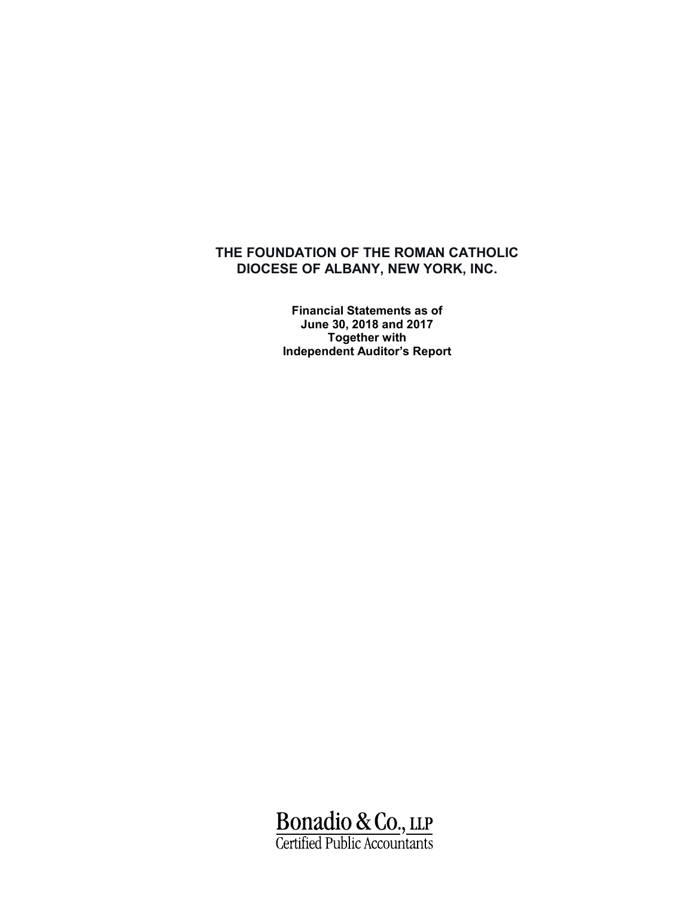# THE FOUNDATION OF THE ROMAN CATHOLIC DIOCESE OF ALBANY, NEW YORK, INC.

**Financial Statements as of June 30, 2018 and 2017 Together with Independent Auditor's Report**

Bonadio & Co., LLP
Certified Public Accountants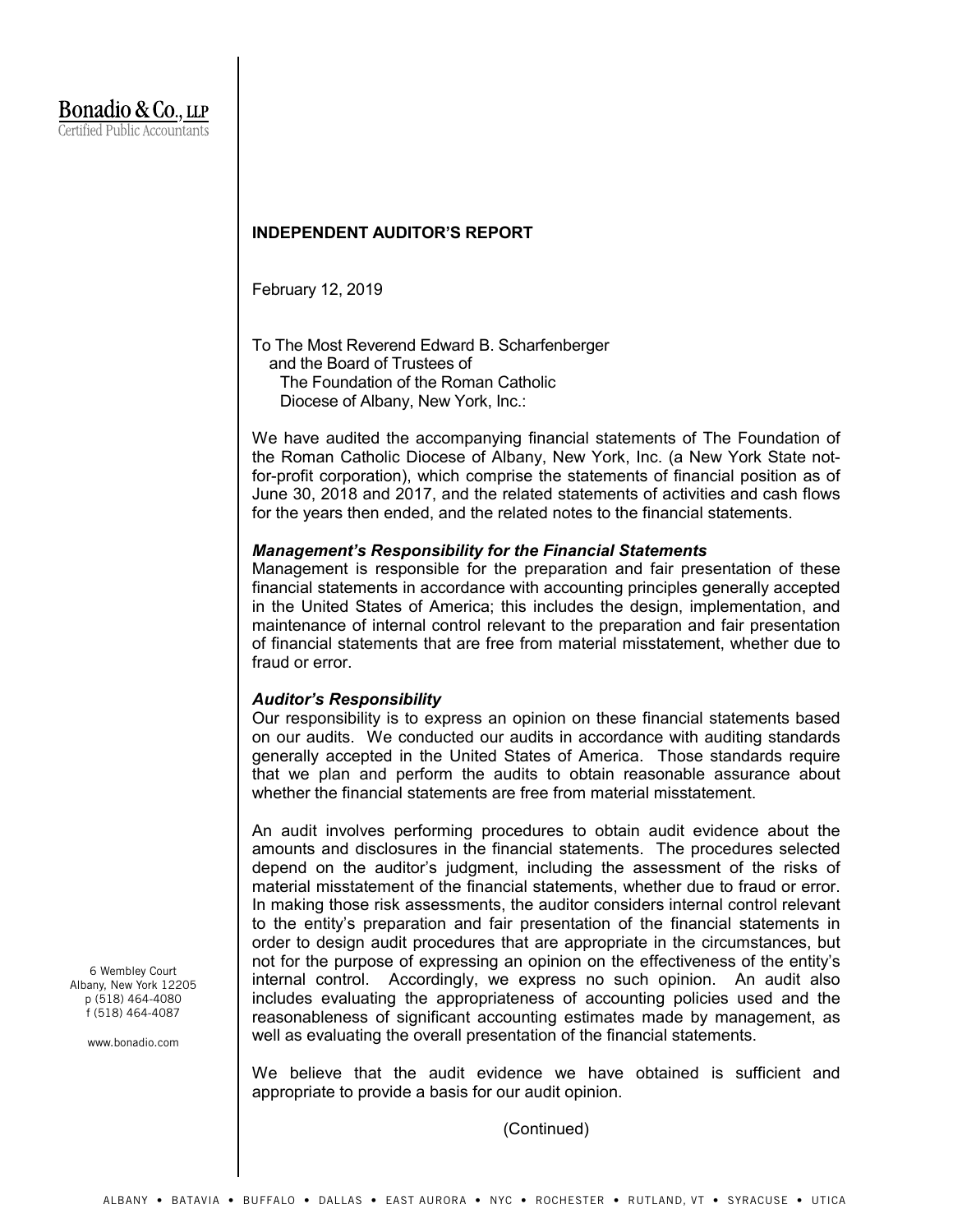Bonadio & Co., LLP
Certified Public Accountants

## INDEPENDENT AUDITOR'S REPORT

February 12, 2019

To The Most Reverend Edward B. Scharfenberger
and the Board of Trustees of
The Foundation of the Roman Catholic
Diocese of Albany, New York, Inc.:

We have audited the accompanying financial statements of The Foundation of the Roman Catholic Diocese of Albany, New York, Inc. (a New York State not-for-profit corporation), which comprise the statements of financial position as of June 30, 2018 and 2017, and the related statements of activities and cash flows for the years then ended, and the related notes to the financial statements.

***Management's Responsibility for the Financial Statements***

Management is responsible for the preparation and fair presentation of these financial statements in accordance with accounting principles generally accepted in the United States of America; this includes the design, implementation, and maintenance of internal control relevant to the preparation and fair presentation of financial statements that are free from material misstatement, whether due to fraud or error.

***Auditor's Responsibility***

Our responsibility is to express an opinion on these financial statements based on our audits. We conducted our audits in accordance with auditing standards generally accepted in the United States of America. Those standards require that we plan and perform the audits to obtain reasonable assurance about whether the financial statements are free from material misstatement.

An audit involves performing procedures to obtain audit evidence about the amounts and disclosures in the financial statements. The procedures selected depend on the auditor's judgment, including the assessment of the risks of material misstatement of the financial statements, whether due to fraud or error. In making those risk assessments, the auditor considers internal control relevant to the entity's preparation and fair presentation of the financial statements in order to design audit procedures that are appropriate in the circumstances, but not for the purpose of expressing an opinion on the effectiveness of the entity's internal control. Accordingly, we express no such opinion. An audit also includes evaluating the appropriateness of accounting policies used and the reasonableness of significant accounting estimates made by management, as well as evaluating the overall presentation of the financial statements.

We believe that the audit evidence we have obtained is sufficient and appropriate to provide a basis for our audit opinion.

(Continued)

6 Wembley Court
Albany, New York 12205
p (518) 464-4080
f (518) 464-4087

www.bonadio.com

ALBANY • BATAVIA • BUFFALO • DALLAS • EAST AURORA • NYC • ROCHESTER • RUTLAND, VT • SYRACUSE • UTICA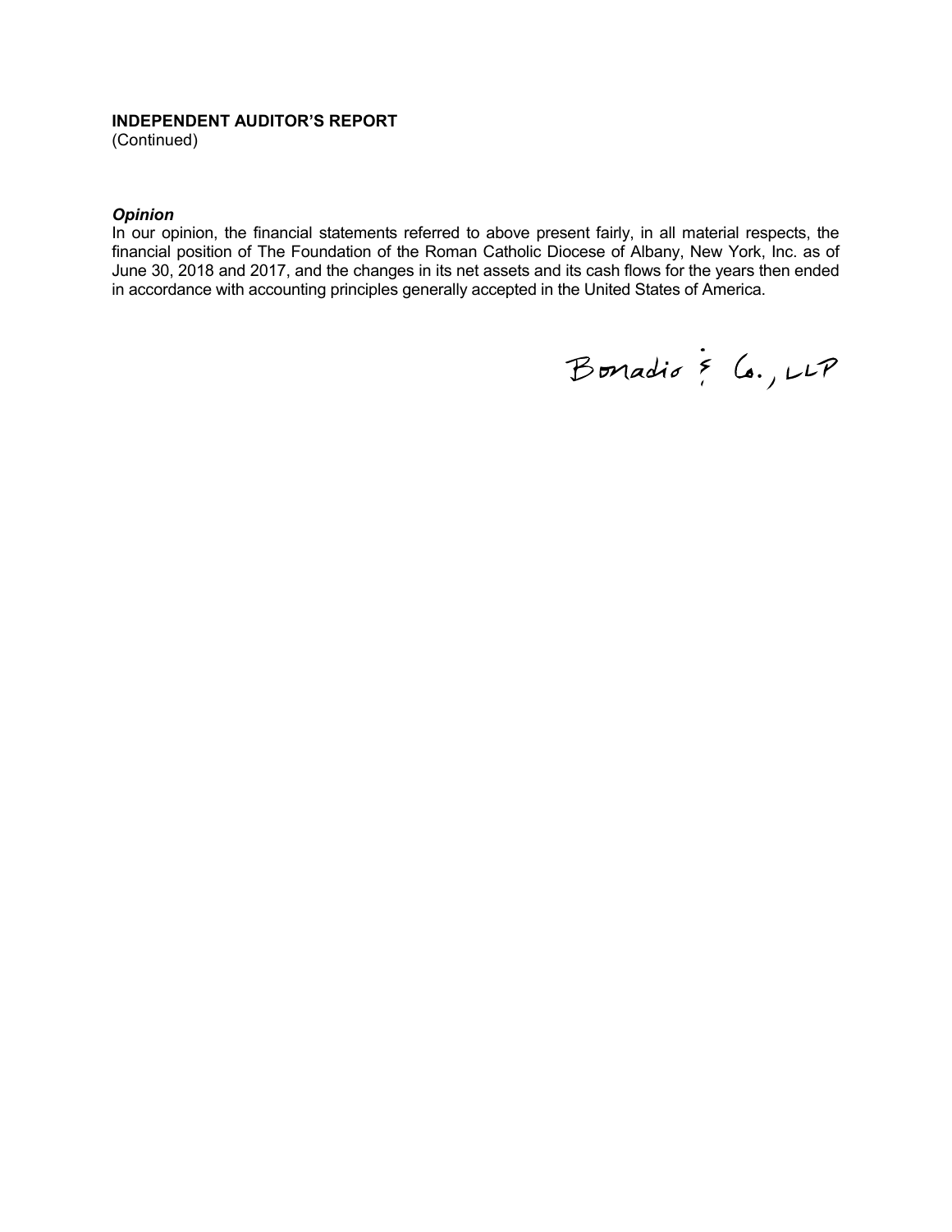**INDEPENDENT AUDITOR'S REPORT**
(Continued)

***Opinion***
In our opinion, the financial statements referred to above present fairly, in all material respects, the financial position of The Foundation of the Roman Catholic Diocese of Albany, New York, Inc. as of June 30, 2018 and 2017, and the changes in its net assets and its cash flows for the years then ended in accordance with accounting principles generally accepted in the United States of America.

Bonadio & Co., LLP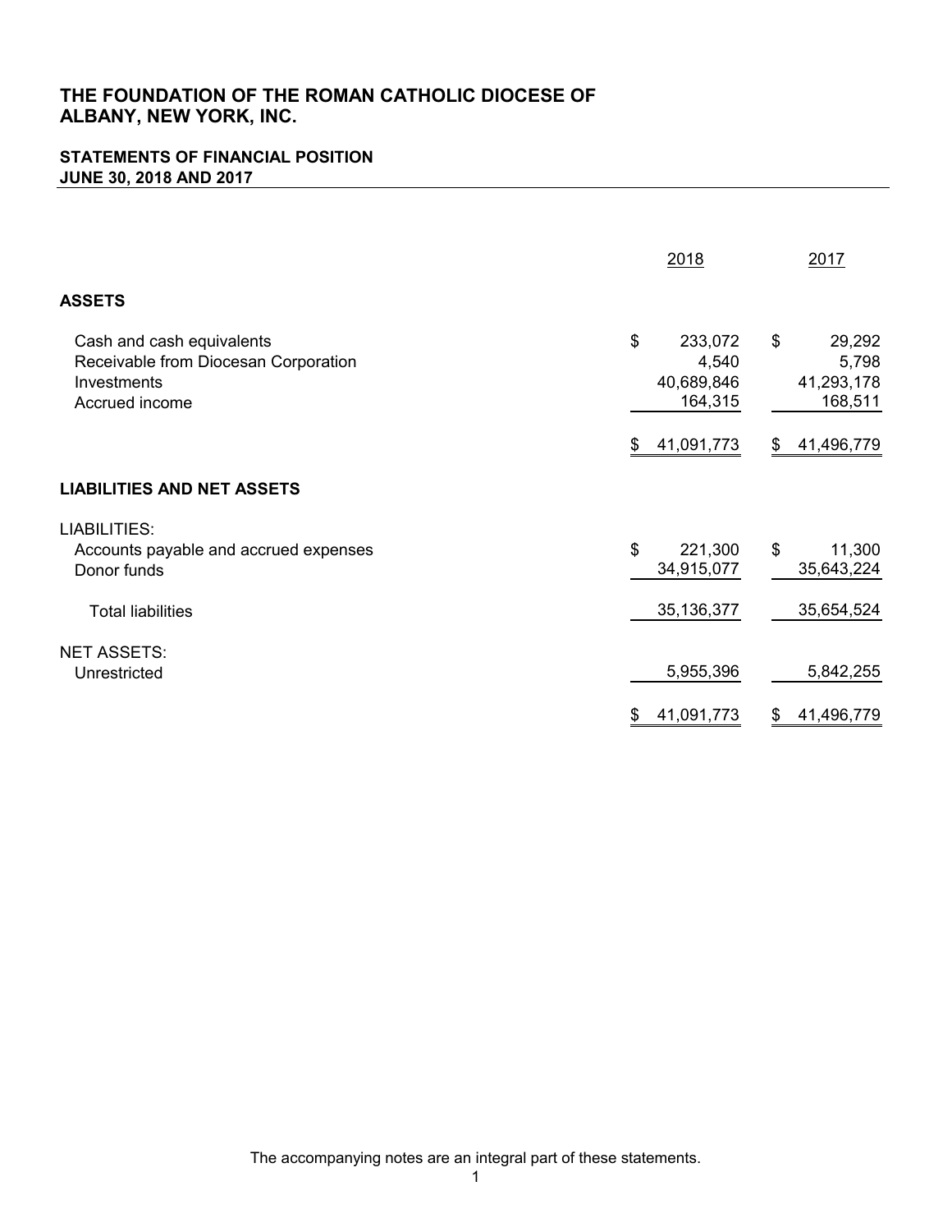# THE FOUNDATION OF THE ROMAN CATHOLIC DIOCESE OF ALBANY, NEW YORK, INC.

## STATEMENTS OF FINANCIAL POSITION
## JUNE 30, 2018 AND 2017

| | 2018 | 2017 |
|---|---|---|
| **ASSETS** | | |
| Cash and cash equivalents | $ 233,072 | $ 29,292 |
| Receivable from Diocesan Corporation | 4,540 | 5,798 |
| Investments | 40,689,846 | 41,293,178 |
| Accrued income | 164,315 | 168,511 |
| | $ 41,091,773 | $ 41,496,779 |
| **LIABILITIES AND NET ASSETS** | | |
| LIABILITIES: | | |
| Accounts payable and accrued expenses | $ 221,300 | $ 11,300 |
| Donor funds | 34,915,077 | 35,643,224 |
| Total liabilities | 35,136,377 | 35,654,524 |
| NET ASSETS: | | |
| Unrestricted | 5,955,396 | 5,842,255 |
| | $ 41,091,773 | $ 41,496,779 |

The accompanying notes are an integral part of these statements.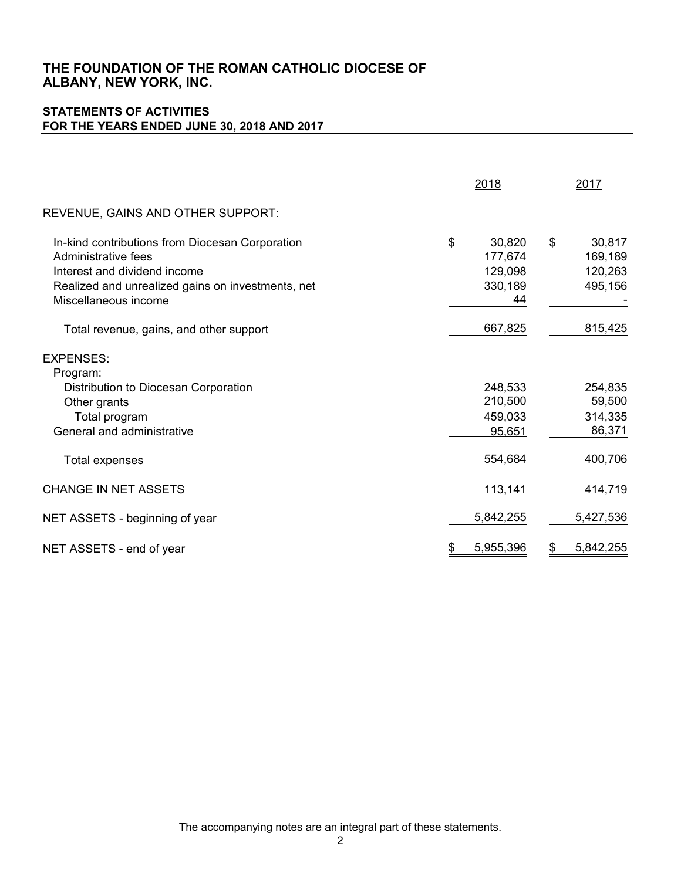# THE FOUNDATION OF THE ROMAN CATHOLIC DIOCESE OF ALBANY, NEW YORK, INC.

## STATEMENTS OF ACTIVITIES
## FOR THE YEARS ENDED JUNE 30, 2018 AND 2017

| | 2018 | 2017 |
|---|---|---|
| REVENUE, GAINS AND OTHER SUPPORT: | | |
| In-kind contributions from Diocesan Corporation | $ 30,820 | $ 30,817 |
| Administrative fees | 177,674 | 169,189 |
| Interest and dividend income | 129,098 | 120,263 |
| Realized and unrealized gains on investments, net | 330,189 | 495,156 |
| Miscellaneous income | 44 | - |
| Total revenue, gains, and other support | 667,825 | 815,425 |
| EXPENSES: | | |
| Program: | | |
| Distribution to Diocesan Corporation | 248,533 | 254,835 |
| Other grants | 210,500 | 59,500 |
| Total program | 459,033 | 314,335 |
| General and administrative | 95,651 | 86,371 |
| Total expenses | 554,684 | 400,706 |
| CHANGE IN NET ASSETS | 113,141 | 414,719 |
| NET ASSETS - beginning of year | 5,842,255 | 5,427,536 |
| NET ASSETS - end of year | $ 5,955,396 | $ 5,842,255 |

The accompanying notes are an integral part of these statements.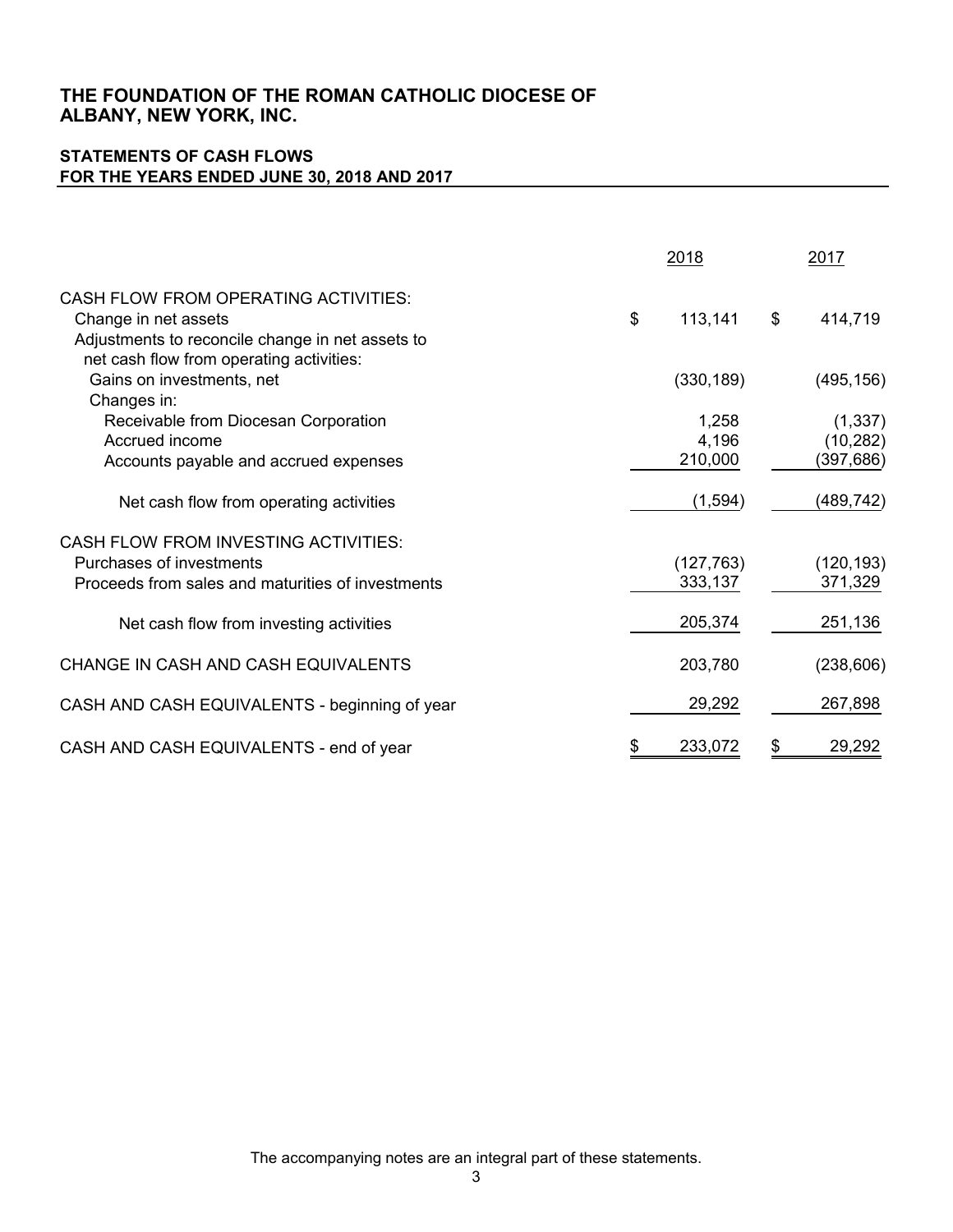# THE FOUNDATION OF THE ROMAN CATHOLIC DIOCESE OF ALBANY, NEW YORK, INC.

## STATEMENTS OF CASH FLOWS
## FOR THE YEARS ENDED JUNE 30, 2018 AND 2017

| | 2018 | 2017 |
|---|---|---|
| CASH FLOW FROM OPERATING ACTIVITIES: | | |
| Change in net assets | $ 113,141 | $ 414,719 |
| Adjustments to reconcile change in net assets to net cash flow from operating activities: | | |
| Gains on investments, net | (330,189) | (495,156) |
| Changes in: | | |
| Receivable from Diocesan Corporation | 1,258 | (1,337) |
| Accrued income | 4,196 | (10,282) |
| Accounts payable and accrued expenses | 210,000 | (397,686) |
| Net cash flow from operating activities | (1,594) | (489,742) |
| CASH FLOW FROM INVESTING ACTIVITIES: | | |
| Purchases of investments | (127,763) | (120,193) |
| Proceeds from sales and maturities of investments | 333,137 | 371,329 |
| Net cash flow from investing activities | 205,374 | 251,136 |
| CHANGE IN CASH AND CASH EQUIVALENTS | 203,780 | (238,606) |
| CASH AND CASH EQUIVALENTS - beginning of year | 29,292 | 267,898 |
| CASH AND CASH EQUIVALENTS - end of year | $ 233,072 | $ 29,292 |

The accompanying notes are an integral part of these statements.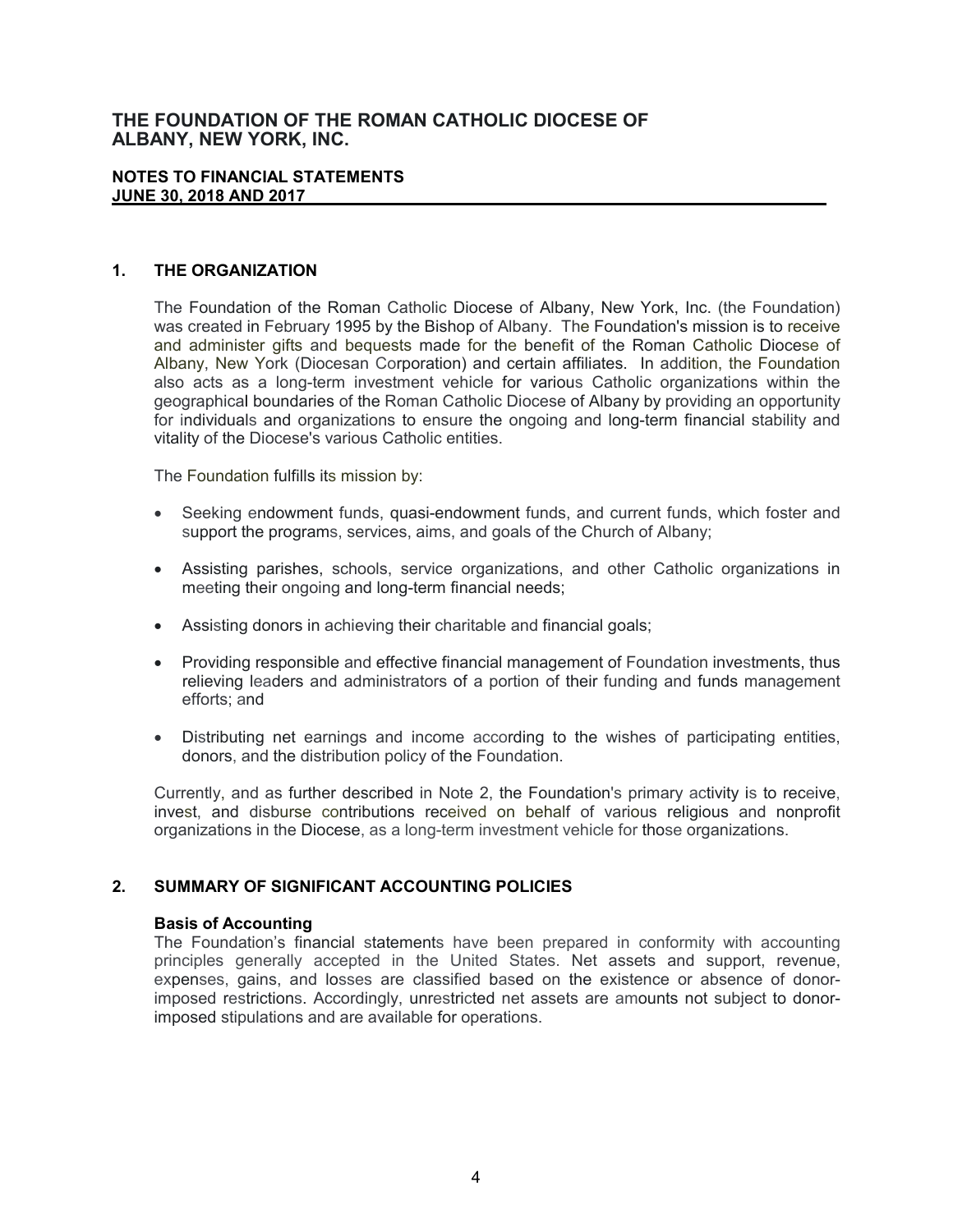# THE FOUNDATION OF THE ROMAN CATHOLIC DIOCESE OF ALBANY, NEW YORK, INC.

**NOTES TO FINANCIAL STATEMENTS**
**JUNE 30, 2018 AND 2017**

## 1. THE ORGANIZATION

The Foundation of the Roman Catholic Diocese of Albany, New York, Inc. (the Foundation) was created in February 1995 by the Bishop of Albany. The Foundation's mission is to receive and administer gifts and bequests made for the benefit of the Roman Catholic Diocese of Albany, New York (Diocesan Corporation) and certain affiliates. In addition, the Foundation also acts as a long-term investment vehicle for various Catholic organizations within the geographical boundaries of the Roman Catholic Diocese of Albany by providing an opportunity for individuals and organizations to ensure the ongoing and long-term financial stability and vitality of the Diocese's various Catholic entities.

The Foundation fulfills its mission by:

- Seeking endowment funds, quasi-endowment funds, and current funds, which foster and support the programs, services, aims, and goals of the Church of Albany;
- Assisting parishes, schools, service organizations, and other Catholic organizations in meeting their ongoing and long-term financial needs;
- Assisting donors in achieving their charitable and financial goals;
- Providing responsible and effective financial management of Foundation investments, thus relieving leaders and administrators of a portion of their funding and funds management efforts; and
- Distributing net earnings and income according to the wishes of participating entities, donors, and the distribution policy of the Foundation.

Currently, and as further described in Note 2, the Foundation's primary activity is to receive, invest, and disburse contributions received on behalf of various religious and nonprofit organizations in the Diocese, as a long-term investment vehicle for those organizations.

## 2. SUMMARY OF SIGNIFICANT ACCOUNTING POLICIES

### Basis of Accounting

The Foundation's financial statements have been prepared in conformity with accounting principles generally accepted in the United States. Net assets and support, revenue, expenses, gains, and losses are classified based on the existence or absence of donor-imposed restrictions. Accordingly, unrestricted net assets are amounts not subject to donor-imposed stipulations and are available for operations.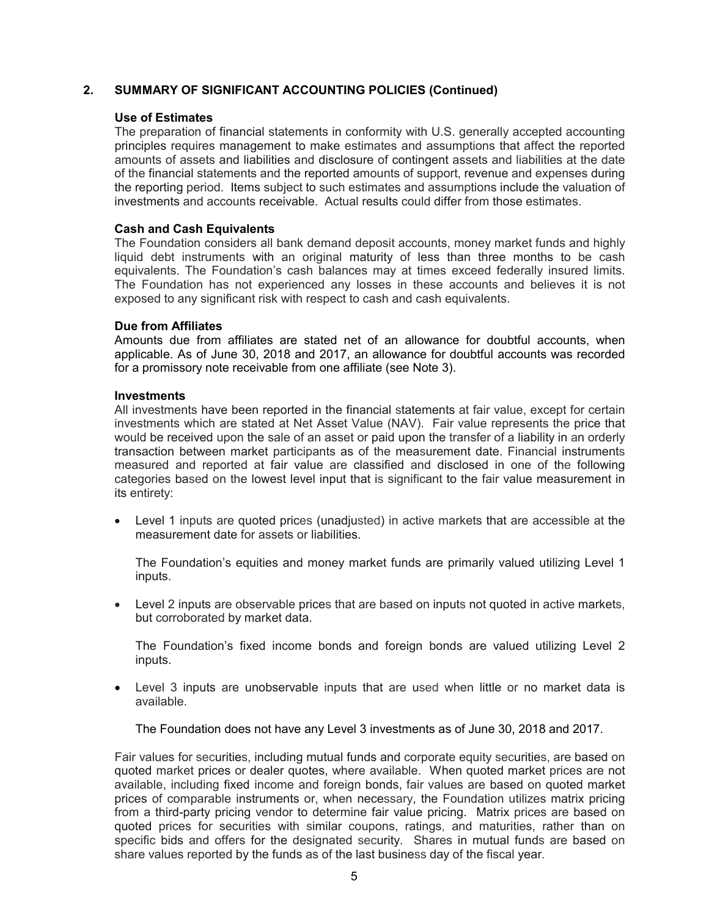## 2. SUMMARY OF SIGNIFICANT ACCOUNTING POLICIES (Continued)

### Use of Estimates

The preparation of financial statements in conformity with U.S. generally accepted accounting principles requires management to make estimates and assumptions that affect the reported amounts of assets and liabilities and disclosure of contingent assets and liabilities at the date of the financial statements and the reported amounts of support, revenue and expenses during the reporting period. Items subject to such estimates and assumptions include the valuation of investments and accounts receivable. Actual results could differ from those estimates.

### Cash and Cash Equivalents

The Foundation considers all bank demand deposit accounts, money market funds and highly liquid debt instruments with an original maturity of less than three months to be cash equivalents. The Foundation's cash balances may at times exceed federally insured limits. The Foundation has not experienced any losses in these accounts and believes it is not exposed to any significant risk with respect to cash and cash equivalents.

### Due from Affiliates

Amounts due from affiliates are stated net of an allowance for doubtful accounts, when applicable. As of June 30, 2018 and 2017, an allowance for doubtful accounts was recorded for a promissory note receivable from one affiliate (see Note 3).

### Investments

All investments have been reported in the financial statements at fair value, except for certain investments which are stated at Net Asset Value (NAV). Fair value represents the price that would be received upon the sale of an asset or paid upon the transfer of a liability in an orderly transaction between market participants as of the measurement date. Financial instruments measured and reported at fair value are classified and disclosed in one of the following categories based on the lowest level input that is significant to the fair value measurement in its entirety:

- Level 1 inputs are quoted prices (unadjusted) in active markets that are accessible at the measurement date for assets or liabilities.

  The Foundation's equities and money market funds are primarily valued utilizing Level 1 inputs.

- Level 2 inputs are observable prices that are based on inputs not quoted in active markets, but corroborated by market data.

  The Foundation's fixed income bonds and foreign bonds are valued utilizing Level 2 inputs.

- Level 3 inputs are unobservable inputs that are used when little or no market data is available.

  The Foundation does not have any Level 3 investments as of June 30, 2018 and 2017.

Fair values for securities, including mutual funds and corporate equity securities, are based on quoted market prices or dealer quotes, where available. When quoted market prices are not available, including fixed income and foreign bonds, fair values are based on quoted market prices of comparable instruments or, when necessary, the Foundation utilizes matrix pricing from a third-party pricing vendor to determine fair value pricing. Matrix prices are based on quoted prices for securities with similar coupons, ratings, and maturities, rather than on specific bids and offers for the designated security. Shares in mutual funds are based on share values reported by the funds as of the last business day of the fiscal year.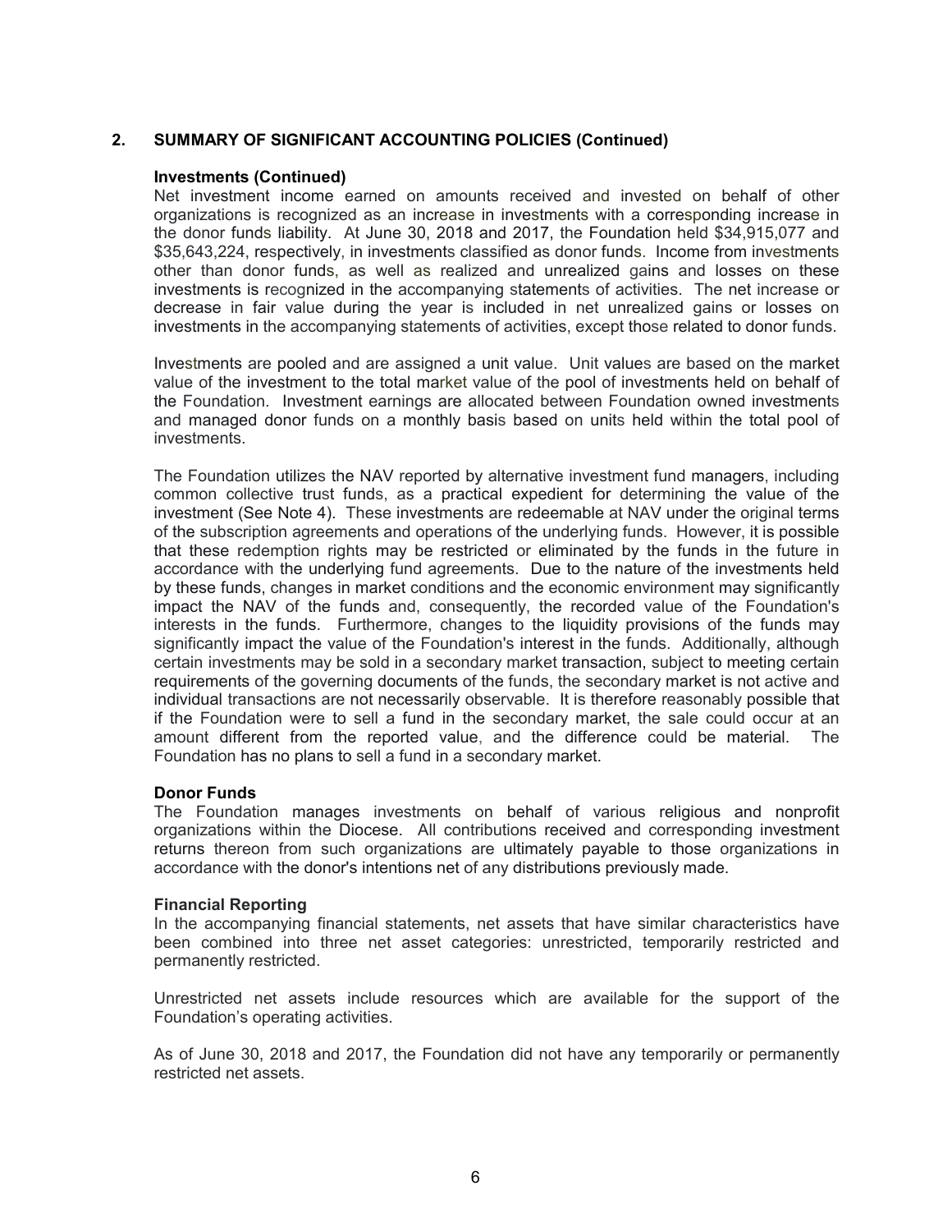## 2. SUMMARY OF SIGNIFICANT ACCOUNTING POLICIES (Continued)

### Investments (Continued)

Net investment income earned on amounts received and invested on behalf of other organizations is recognized as an increase in investments with a corresponding increase in the donor funds liability. At June 30, 2018 and 2017, the Foundation held $34,915,077 and $35,643,224, respectively, in investments classified as donor funds. Income from investments other than donor funds, as well as realized and unrealized gains and losses on these investments is recognized in the accompanying statements of activities. The net increase or decrease in fair value during the year is included in net unrealized gains or losses on investments in the accompanying statements of activities, except those related to donor funds.

Investments are pooled and are assigned a unit value. Unit values are based on the market value of the investment to the total market value of the pool of investments held on behalf of the Foundation. Investment earnings are allocated between Foundation owned investments and managed donor funds on a monthly basis based on units held within the total pool of investments.

The Foundation utilizes the NAV reported by alternative investment fund managers, including common collective trust funds, as a practical expedient for determining the value of the investment (See Note 4). These investments are redeemable at NAV under the original terms of the subscription agreements and operations of the underlying funds. However, it is possible that these redemption rights may be restricted or eliminated by the funds in the future in accordance with the underlying fund agreements. Due to the nature of the investments held by these funds, changes in market conditions and the economic environment may significantly impact the NAV of the funds and, consequently, the recorded value of the Foundation's interests in the funds. Furthermore, changes to the liquidity provisions of the funds may significantly impact the value of the Foundation's interest in the funds. Additionally, although certain investments may be sold in a secondary market transaction, subject to meeting certain requirements of the governing documents of the funds, the secondary market is not active and individual transactions are not necessarily observable. It is therefore reasonably possible that if the Foundation were to sell a fund in the secondary market, the sale could occur at an amount different from the reported value, and the difference could be material. The Foundation has no plans to sell a fund in a secondary market.

### Donor Funds

The Foundation manages investments on behalf of various religious and nonprofit organizations within the Diocese. All contributions received and corresponding investment returns thereon from such organizations are ultimately payable to those organizations in accordance with the donor's intentions net of any distributions previously made.

### Financial Reporting

In the accompanying financial statements, net assets that have similar characteristics have been combined into three net asset categories: unrestricted, temporarily restricted and permanently restricted.

Unrestricted net assets include resources which are available for the support of the Foundation's operating activities.

As of June 30, 2018 and 2017, the Foundation did not have any temporarily or permanently restricted net assets.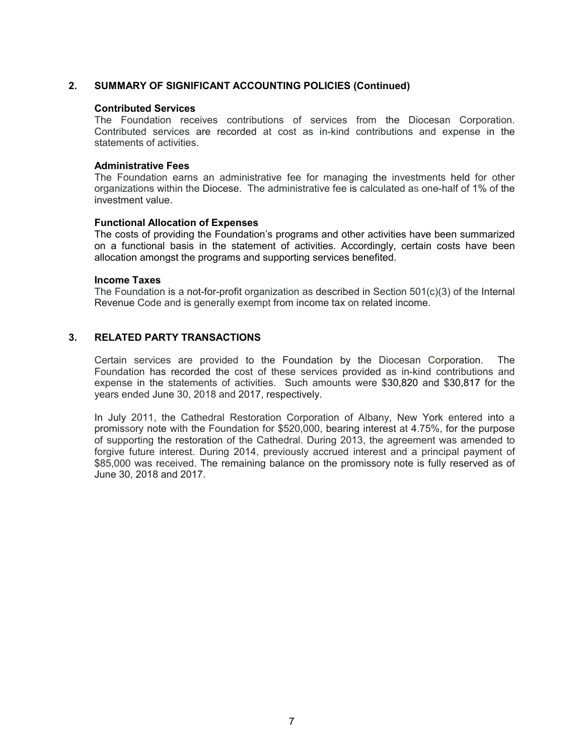## 2. SUMMARY OF SIGNIFICANT ACCOUNTING POLICIES (Continued)

**Contributed Services**

The Foundation receives contributions of services from the Diocesan Corporation. Contributed services are recorded at cost as in-kind contributions and expense in the statements of activities.

**Administrative Fees**

The Foundation earns an administrative fee for managing the investments held for other organizations within the Diocese. The administrative fee is calculated as one-half of 1% of the investment value.

**Functional Allocation of Expenses**

The costs of providing the Foundation's programs and other activities have been summarized on a functional basis in the statement of activities. Accordingly, certain costs have been allocation amongst the programs and supporting services benefited.

**Income Taxes**

The Foundation is a not-for-profit organization as described in Section 501(c)(3) of the Internal Revenue Code and is generally exempt from income tax on related income.

## 3. RELATED PARTY TRANSACTIONS

Certain services are provided to the Foundation by the Diocesan Corporation. The Foundation has recorded the cost of these services provided as in-kind contributions and expense in the statements of activities. Such amounts were $30,820 and $30,817 for the years ended June 30, 2018 and 2017, respectively.

In July 2011, the Cathedral Restoration Corporation of Albany, New York entered into a promissory note with the Foundation for $520,000, bearing interest at 4.75%, for the purpose of supporting the restoration of the Cathedral. During 2013, the agreement was amended to forgive future interest. During 2014, previously accrued interest and a principal payment of $85,000 was received. The remaining balance on the promissory note is fully reserved as of June 30, 2018 and 2017.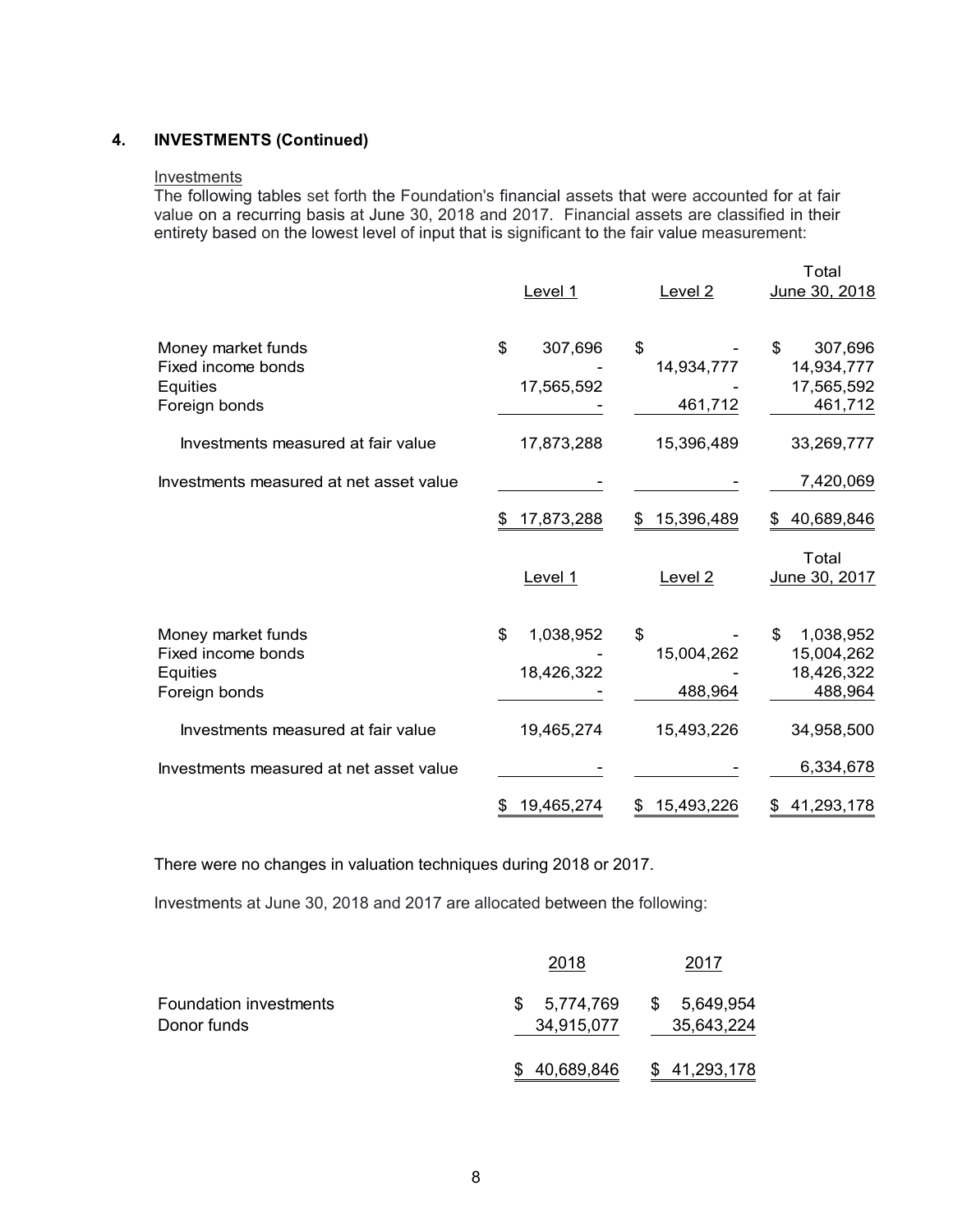## 4. INVESTMENTS (Continued)

Investments

The following tables set forth the Foundation's financial assets that were accounted for at fair value on a recurring basis at June 30, 2018 and 2017. Financial assets are classified in their entirety based on the lowest level of input that is significant to the fair value measurement:

| | Level 1 | Level 2 | Total June 30, 2018 |
|---|---|---|---|
| Money market funds | $ 307,696 | $ - | $ 307,696 |
| Fixed income bonds | - | 14,934,777 | 14,934,777 |
| Equities | 17,565,592 | - | 17,565,592 |
| Foreign bonds | - | 461,712 | 461,712 |
| Investments measured at fair value | 17,873,288 | 15,396,489 | 33,269,777 |
| Investments measured at net asset value | - | - | 7,420,069 |
| | $ 17,873,288 | $ 15,396,489 | $ 40,689,846 |

| | Level 1 | Level 2 | Total June 30, 2017 |
|---|---|---|---|
| Money market funds | $ 1,038,952 | $ - | $ 1,038,952 |
| Fixed income bonds | - | 15,004,262 | 15,004,262 |
| Equities | 18,426,322 | - | 18,426,322 |
| Foreign bonds | - | 488,964 | 488,964 |
| Investments measured at fair value | 19,465,274 | 15,493,226 | 34,958,500 |
| Investments measured at net asset value | - | - | 6,334,678 |
| | $ 19,465,274 | $ 15,493,226 | $ 41,293,178 |

There were no changes in valuation techniques during 2018 or 2017.

Investments at June 30, 2018 and 2017 are allocated between the following:

| | 2018 | 2017 |
|---|---|---|
| Foundation investments | $ 5,774,769 | $ 5,649,954 |
| Donor funds | 34,915,077 | 35,643,224 |
| | $ 40,689,846 | $ 41,293,178 |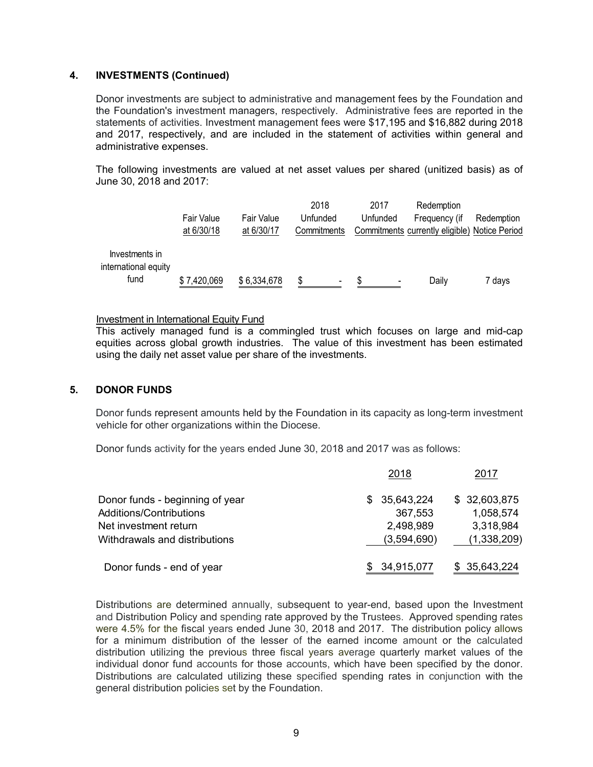## 4. INVESTMENTS (Continued)

Donor investments are subject to administrative and management fees by the Foundation and the Foundation's investment managers, respectively. Administrative fees are reported in the statements of activities. Investment management fees were $17,195 and $16,882 during 2018 and 2017, respectively, and are included in the statement of activities within general and administrative expenses.

The following investments are valued at net asset values per shared (unitized basis) as of June 30, 2018 and 2017:

| | Fair Value at 6/30/18 | Fair Value at 6/30/17 | 2018 Unfunded Commitments | 2017 Unfunded Commitments | Redemption Frequency (if currently eligible) | Redemption Notice Period |
|---|---|---|---|---|---|---|
| Investments in international equity fund | $ 7,420,069 | $ 6,334,678 | $ - | $ - | Daily | 7 days |

Investment in International Equity Fund

This actively managed fund is a commingled trust which focuses on large and mid-cap equities across global growth industries. The value of this investment has been estimated using the daily net asset value per share of the investments.

## 5. DONOR FUNDS

Donor funds represent amounts held by the Foundation in its capacity as long-term investment vehicle for other organizations within the Diocese.

Donor funds activity for the years ended June 30, 2018 and 2017 was as follows:

| | 2018 | 2017 |
|---|---|---|
| Donor funds - beginning of year | $ 35,643,224 | $ 32,603,875 |
| Additions/Contributions | 367,553 | 1,058,574 |
| Net investment return | 2,498,989 | 3,318,984 |
| Withdrawals and distributions | (3,594,690) | (1,338,209) |
| Donor funds - end of year | $ 34,915,077 | $ 35,643,224 |

Distributions are determined annually, subsequent to year-end, based upon the Investment and Distribution Policy and spending rate approved by the Trustees. Approved spending rates were 4.5% for the fiscal years ended June 30, 2018 and 2017. The distribution policy allows for a minimum distribution of the lesser of the earned income amount or the calculated distribution utilizing the previous three fiscal years average quarterly market values of the individual donor fund accounts for those accounts, which have been specified by the donor. Distributions are calculated utilizing these specified spending rates in conjunction with the general distribution policies set by the Foundation.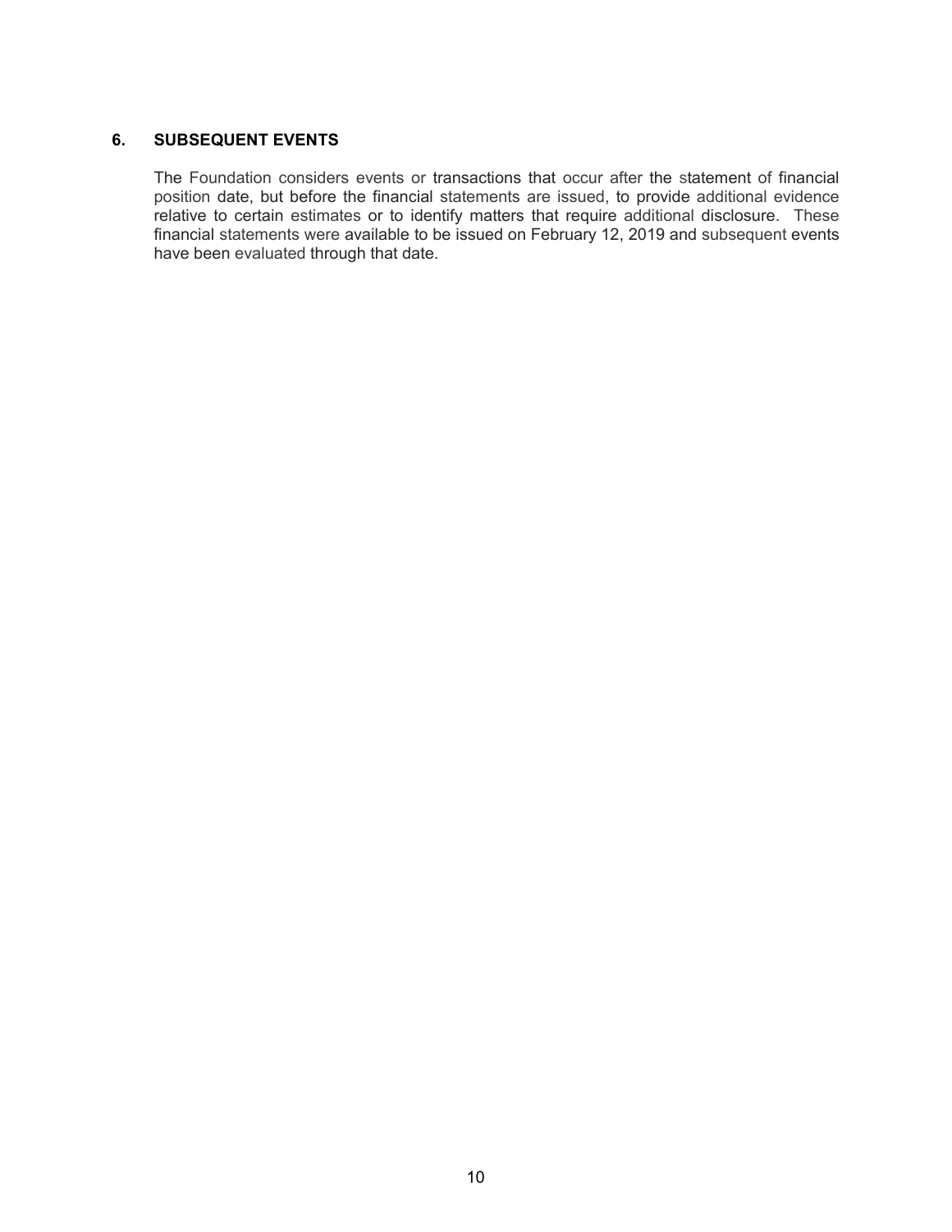## 6. SUBSEQUENT EVENTS

The Foundation considers events or transactions that occur after the statement of financial position date, but before the financial statements are issued, to provide additional evidence relative to certain estimates or to identify matters that require additional disclosure. These financial statements were available to be issued on February 12, 2019 and subsequent events have been evaluated through that date.